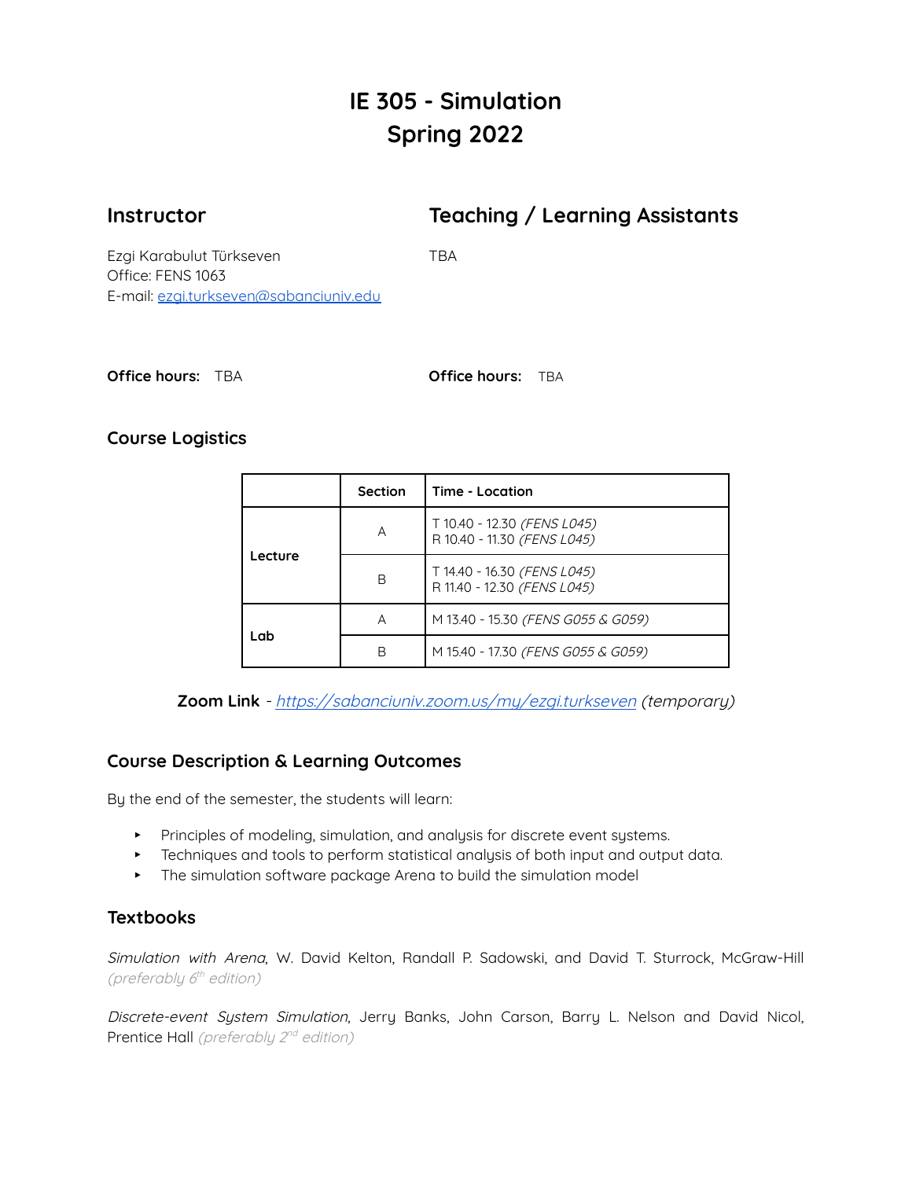# IE 305 - Simulation
# Spring 2022

## Instructor

Ezgi Karabulut Türkseven
Office: FENS 1063
E-mail: [ezgi.turkseven@sabanciuniv.edu](mailto:ezgi.turkseven@sabanciuniv.edu)

**Office hours:** TBA

## Teaching / Learning Assistants

TBA

**Office hours:** TBA

### Course Logistics

| | Section | Time - Location |
|---|---|---|
| **Lecture** | A | T 10.40 - 12.30 *(FENS L045)*<br>R 10.40 - 11.30 *(FENS L045)* |
| | B | T 14.40 - 16.30 *(FENS L045)*<br>R 11.40 - 12.30 *(FENS L045)* |
| **Lab** | A | M 13.40 - 15.30 *(FENS G055 & G059)* |
| | B | M 15.40 - 17.30 *(FENS G055 & G059)* |

**Zoom Link** - *[https://sabanciuniv.zoom.us/my/ezgi.turkseven](https://sabanciuniv.zoom.us/my/ezgi.turkseven) (temporary)*

### Course Description & Learning Outcomes

By the end of the semester, the students will learn:

- Principles of modeling, simulation, and analysis for discrete event systems.
- Techniques and tools to perform statistical analysis of both input and output data.
- The simulation software package Arena to build the simulation model

### Textbooks

*Simulation with Arena*, W. David Kelton, Randall P. Sadowski, and David T. Sturrock, McGraw-Hill *(preferably 6th edition)*

*Discrete-event System Simulation*, Jerry Banks, John Carson, Barry L. Nelson and David Nicol, Prentice Hall *(preferably 2nd edition)*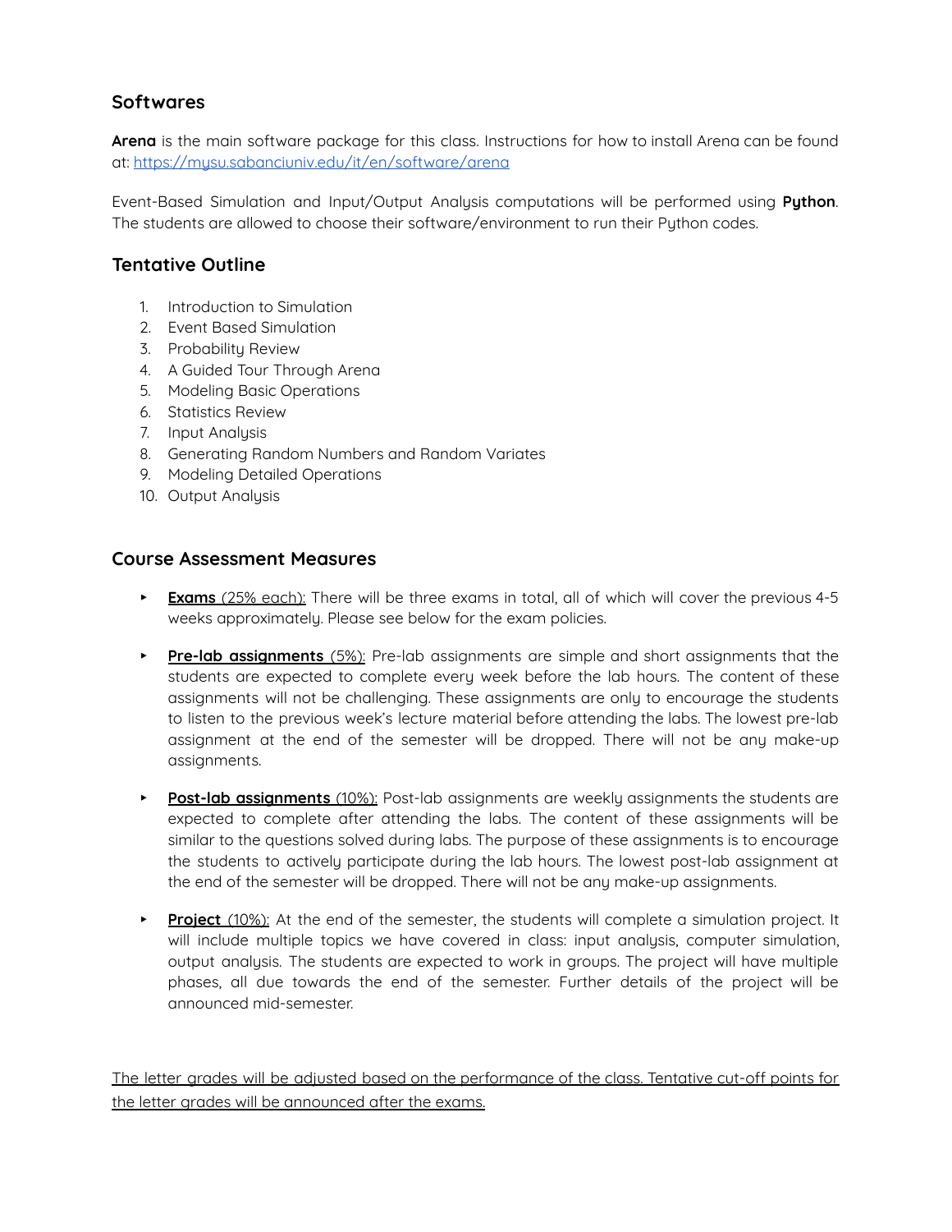## Softwares

**Arena** is the main software package for this class. Instructions for how to install Arena can be found at: [https://mysu.sabanciuniv.edu/it/en/software/arena](https://mysu.sabanciuniv.edu/it/en/software/arena)

Event-Based Simulation and Input/Output Analysis computations will be performed using **Python**. The students are allowed to choose their software/environment to run their Python codes.

## Tentative Outline

1. Introduction to Simulation
2. Event Based Simulation
3. Probability Review
4. A Guided Tour Through Arena
5. Modeling Basic Operations
6. Statistics Review
7. Input Analysis
8. Generating Random Numbers and Random Variates
9. Modeling Detailed Operations
10. Output Analysis

## Course Assessment Measures

- <u>**Exams** (25% each):</u> There will be three exams in total, all of which will cover the previous 4-5 weeks approximately. Please see below for the exam policies.

- <u>**Pre-lab assignments** (5%):</u> Pre-lab assignments are simple and short assignments that the students are expected to complete every week before the lab hours. The content of these assignments will not be challenging. These assignments are only to encourage the students to listen to the previous week's lecture material before attending the labs. The lowest pre-lab assignment at the end of the semester will be dropped. There will not be any make-up assignments.

- <u>**Post-lab assignments** (10%):</u> Post-lab assignments are weekly assignments the students are expected to complete after attending the labs. The content of these assignments will be similar to the questions solved during labs. The purpose of these assignments is to encourage the students to actively participate during the lab hours. The lowest post-lab assignment at the end of the semester will be dropped. There will not be any make-up assignments.

- <u>**Project** (10%):</u> At the end of the semester, the students will complete a simulation project. It will include multiple topics we have covered in class: input analysis, computer simulation, output analysis. The students are expected to work in groups. The project will have multiple phases, all due towards the end of the semester. Further details of the project will be announced mid-semester.

<u>The letter grades will be adjusted based on the performance of the class. Tentative cut-off points for the letter grades will be announced after the exams.</u>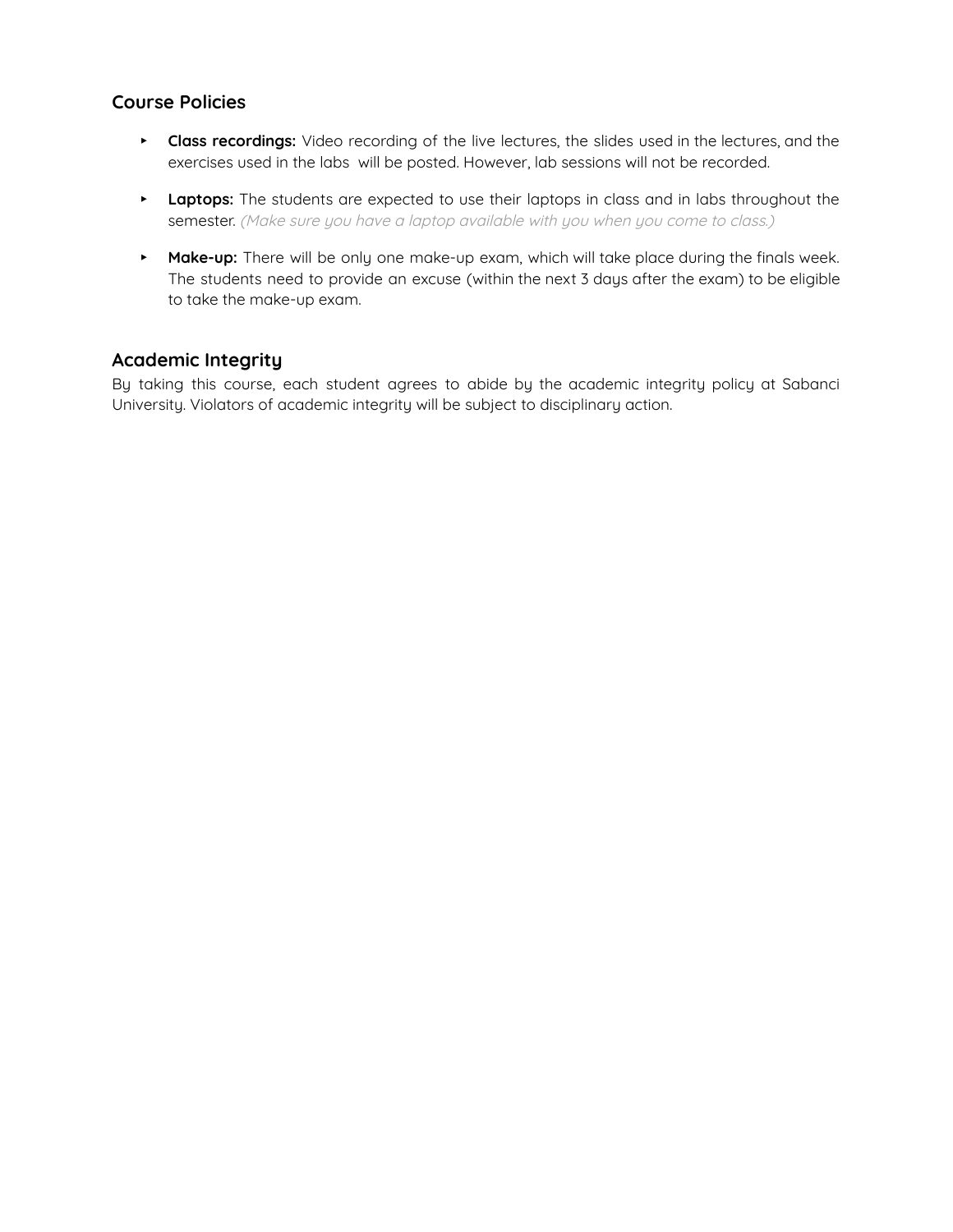## Course Policies

- **Class recordings:** Video recording of the live lectures, the slides used in the lectures, and the exercises used in the labs will be posted. However, lab sessions will not be recorded.
- **Laptops:** The students are expected to use their laptops in class and in labs throughout the semester. *(Make sure you have a laptop available with you when you come to class.)*
- **Make-up:** There will be only one make-up exam, which will take place during the finals week. The students need to provide an excuse (within the next 3 days after the exam) to be eligible to take the make-up exam.

## Academic Integrity

By taking this course, each student agrees to abide by the academic integrity policy at Sabanci University. Violators of academic integrity will be subject to disciplinary action.